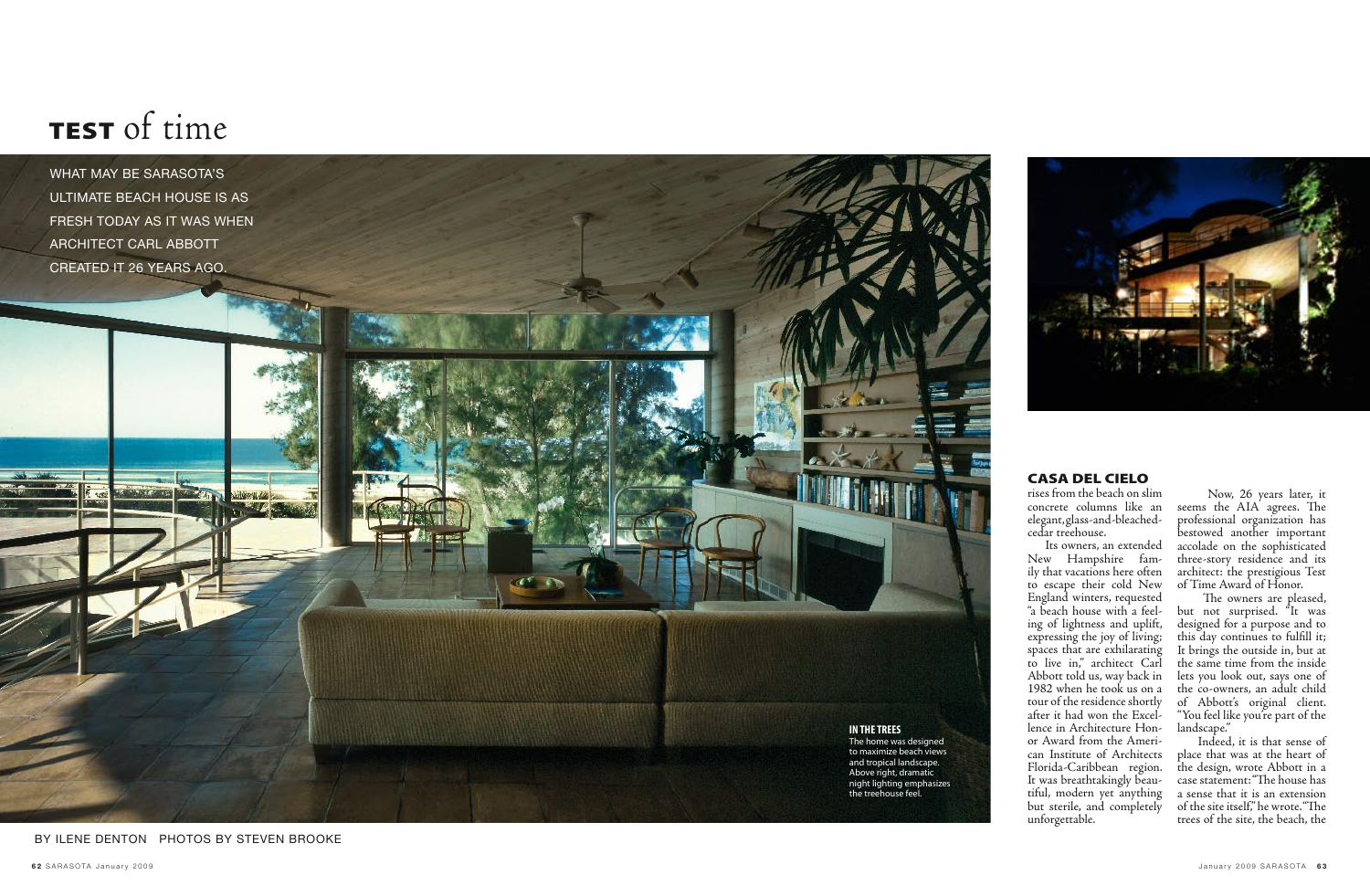# TEST of time

WHAT MAY BE SARASOTA'S ULTIMATE BEACH HOUSE IS AS FRESH TODAY AS IT WAS WHEN ARCHITECT CARL ABBOTT CREATED IT 26 YEARS AGO.

BY ILENE DENTON PHOTOS BY STEVEN BROOKE

**IN THE TREES**
The home was designed to maximize beach views and tropical landscape. Above right, dramatic night lighting emphasizes the treehouse feel.

**CASA DEL CIELO** rises from the beach on slim concrete columns like an elegant, glass-and-bleached-cedar treehouse.

Its owners, an extended New Hampshire family that vacations here often to escape their cold New England winters, requested "a beach house with a feeling of lightness and uplift, expressing the joy of living; spaces that are exhilarating to live in," architect Carl Abbott told us, way back in 1982 when he took us on a tour of the residence shortly after it had won the Excellence in Architecture Honor Award from the American Institute of Architects Florida-Caribbean region. It was breathtakingly beautiful, modern yet anything but sterile, and completely unforgettable.

Now, 26 years later, it seems the AIA agrees. The professional organization has bestowed another important accolade on the sophisticated three-story residence and its architect: the prestigious Test of Time Award of Honor.

The owners are pleased, but not surprised. "It was designed for a purpose and to this day continues to fulfill it; It brings the outside in, but at the same time from the inside lets you look out, says one of the co-owners, an adult child of Abbott's original client. "You feel like you're part of the landscape."

Indeed, it is that sense of place that was at the heart of the design, wrote Abbott in a case statement: "The house has a sense that it is an extension of the site itself," he wrote. "The trees of the site, the beach, the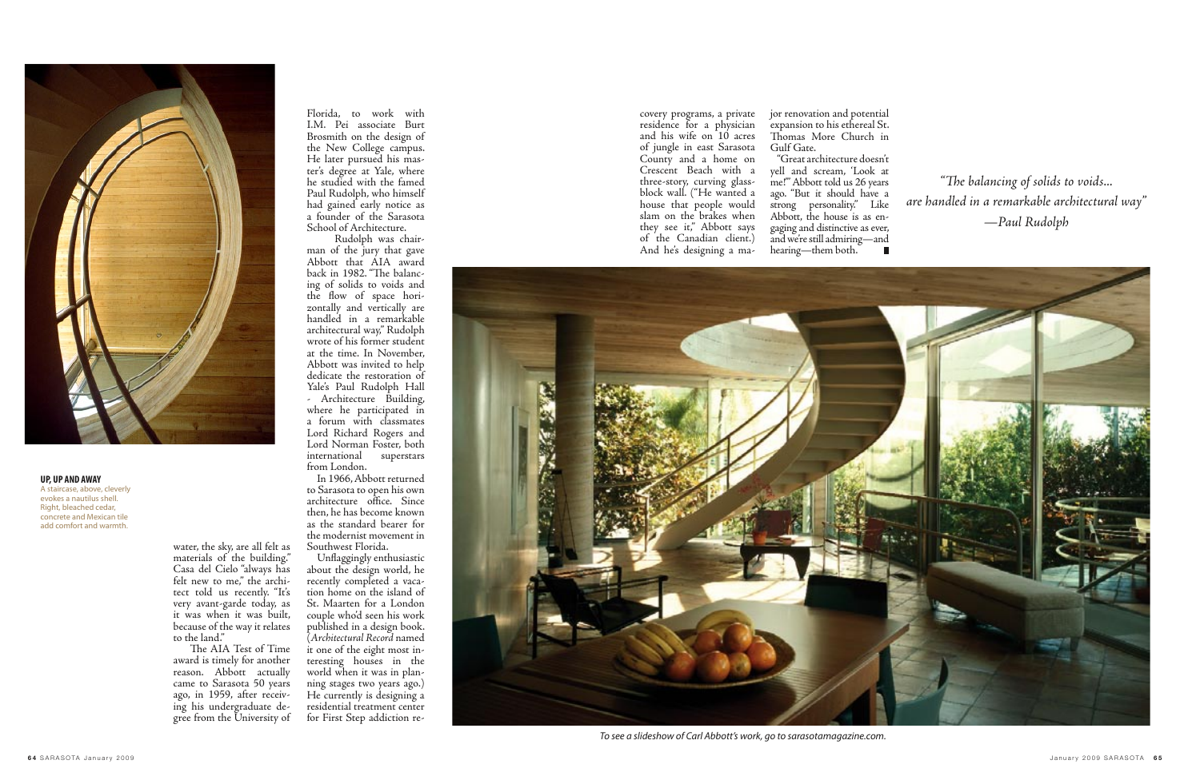**UP, UP AND AWAY**
A staircase, above, cleverly evokes a nautilus shell. Right, bleached cedar, concrete and Mexican tile add comfort and warmth.

water, the sky, are all felt as materials of the building." Casa del Cielo "always has felt new to me," the architect told us recently. "It's very avant-garde today, as it was when it was built, because of the way it relates to the land."

The AIA Test of Time award is timely for another reason. Abbott actually came to Sarasota 50 years ago, in 1959, after receiving his undergraduate degree from the University of Florida, to work with I.M. Pei associate Burt Brosmith on the design of the New College campus. He later pursued his master's degree at Yale, where he studied with the famed Paul Rudolph, who himself had gained early notice as a founder of the Sarasota School of Architecture.

Rudolph was chairman of the jury that gave Abbott that AIA award back in 1982. "The balancing of solids to voids and the flow of space horizontally and vertically are handled in a remarkable architectural way," Rudolph wrote of his former student at the time. In November, Abbott was invited to help dedicate the restoration of Yale's Paul Rudolph Hall - Architecture Building, where he participated in a forum with classmates Lord Richard Rogers and Lord Norman Foster, both international superstars from London.

In 1966, Abbott returned to Sarasota to open his own architecture office. Since then, he has become known as the standard bearer for the modernist movement in Southwest Florida.

Unflaggingly enthusiastic about the design world, he recently completed a vacation home on the island of St. Maarten for a London couple who'd seen his work published in a design book. (*Architectural Record* named it one of the eight most interesting houses in the world when it was in planning stages two years ago.) He currently is designing a residential treatment center for First Step addiction recovery programs, a private residence for a physician and his wife on 10 acres of jungle in east Sarasota County and a home on Crescent Beach with a three-story, curving glass-block wall. ("He wanted a house that people would slam on the brakes when they see it," Abbott says of the Canadian client.) And he's designing a major renovation and potential expansion to his ethereal St. Thomas More Church in Gulf Gate.

"Great architecture doesn't yell and scream, 'Look at me!'" Abbott told us 26 years ago. "But it should have a strong personality." Like Abbott, the house is as engaging and distinctive as ever, and we're still admiring—and hearing—them both. ■

*"The balancing of solids to voids... are handled in a remarkable architectural way"*
*—Paul Rudolph*

*To see a slideshow of Carl Abbott's work, go to sarasotamagazine.com.*